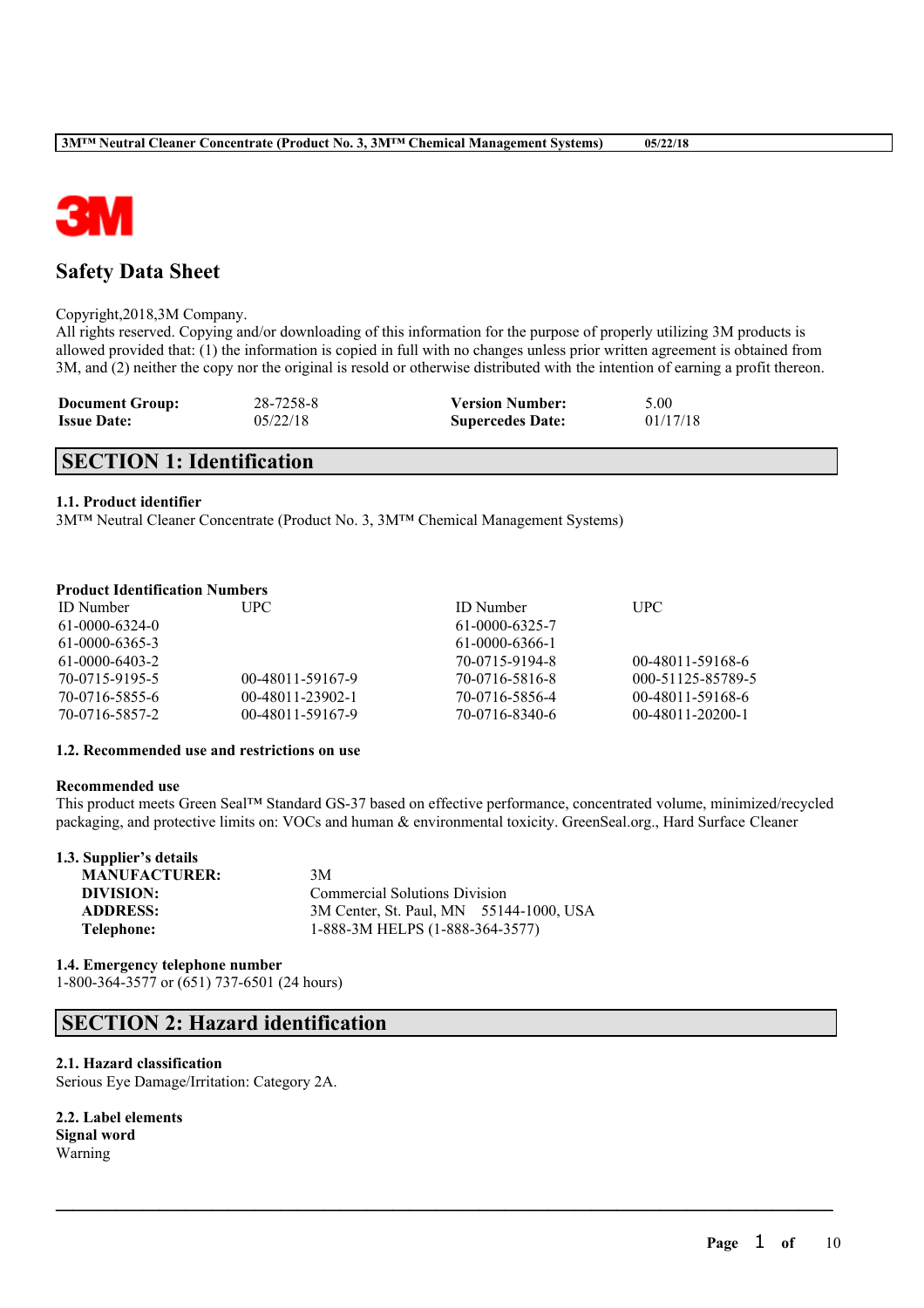# Safety Data Sheet

Copyright,2018,3M Company.
All rights reserved. Copying and/or downloading of this information for the purpose of properly utilizing 3M products is allowed provided that: (1) the information is copied in full with no changes unless prior written agreement is obtained from 3M, and (2) neither the copy nor the original is resold or otherwise distributed with the intention of earning a profit thereon.

| | | | |
|---|---|---|---|
| **Document Group:** | 28-7258-8 | **Version Number:** | 5.00 |
| **Issue Date:** | 05/22/18 | **Supercedes Date:** | 01/17/18 |

## SECTION 1: Identification

### 1.1. Product identifier

3M™ Neutral Cleaner Concentrate (Product No. 3, 3M™ Chemical Management Systems)

**Product Identification Numbers**

| ID Number | UPC | ID Number | UPC |
|---|---|---|---|
| 61-0000-6324-0 | | 61-0000-6325-7 | |
| 61-0000-6365-3 | | 61-0000-6366-1 | |
| 61-0000-6403-2 | | 70-0715-9194-8 | 00-48011-59168-6 |
| 70-0715-9195-5 | 00-48011-59167-9 | 70-0716-5816-8 | 000-51125-85789-5 |
| 70-0716-5855-6 | 00-48011-23902-1 | 70-0716-5856-4 | 00-48011-59168-6 |
| 70-0716-5857-2 | 00-48011-59167-9 | 70-0716-8340-6 | 00-48011-20200-1 |

### 1.2. Recommended use and restrictions on use

**Recommended use**

This product meets Green Seal™ Standard GS-37 based on effective performance, concentrated volume, minimized/recycled packaging, and protective limits on: VOCs and human & environmental toxicity. GreenSeal.org., Hard Surface Cleaner

### 1.3. Supplier's details

| | |
|---|---|
| **MANUFACTURER:** | 3M |
| **DIVISION:** | Commercial Solutions Division |
| **ADDRESS:** | 3M Center, St. Paul, MN 55144-1000, USA |
| **Telephone:** | 1-888-3M HELPS (1-888-364-3577) |

### 1.4. Emergency telephone number

1-800-364-3577 or (651) 737-6501 (24 hours)

## SECTION 2: Hazard identification

### 2.1. Hazard classification

Serious Eye Damage/Irritation: Category 2A.

### 2.2. Label elements

**Signal word**

Warning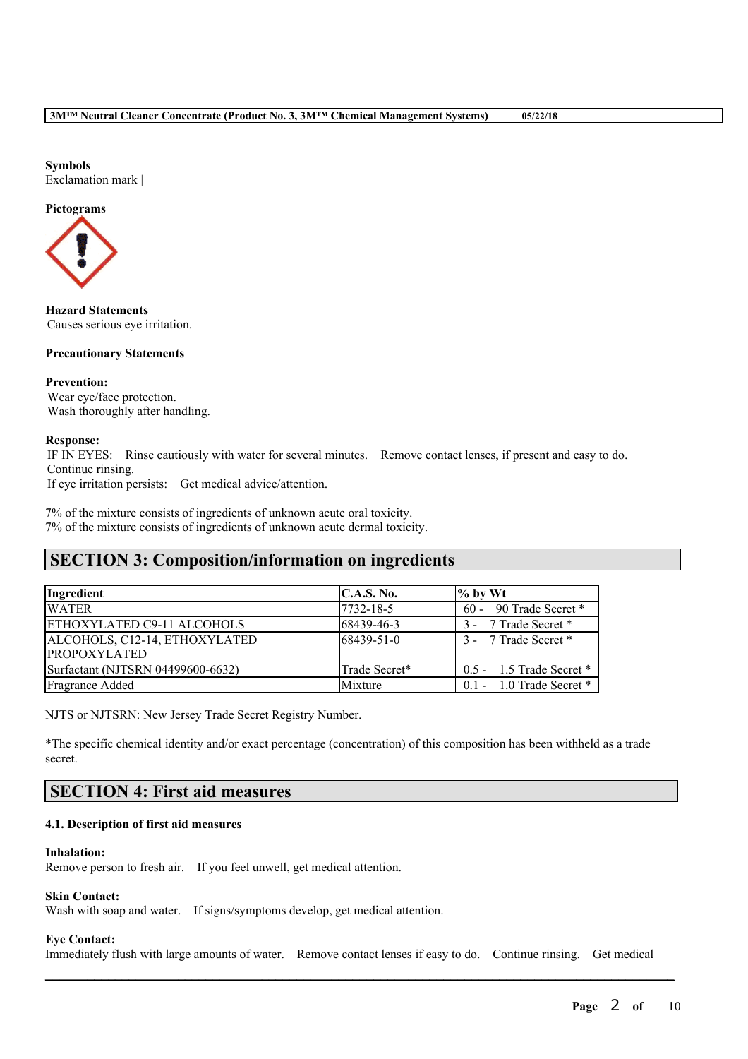**Symbols**
Exclamation mark |

**Pictograms**

**Hazard Statements**
Causes serious eye irritation.

**Precautionary Statements**

**Prevention:**
Wear eye/face protection.
Wash thoroughly after handling.

**Response:**
IF IN EYES: Rinse cautiously with water for several minutes. Remove contact lenses, if present and easy to do. Continue rinsing.
If eye irritation persists: Get medical advice/attention.

7% of the mixture consists of ingredients of unknown acute oral toxicity.
7% of the mixture consists of ingredients of unknown acute dermal toxicity.

## SECTION 3: Composition/information on ingredients

| Ingredient | C.A.S. No. | % by Wt |
|---|---|---|
| WATER | 7732-18-5 | 60 - 90 Trade Secret * |
| ETHOXYLATED C9-11 ALCOHOLS | 68439-46-3 | 3 - 7 Trade Secret * |
| ALCOHOLS, C12-14, ETHOXYLATED PROPOXYLATED | 68439-51-0 | 3 - 7 Trade Secret * |
| Surfactant (NJTSRN 04499600-6632) | Trade Secret* | 0.5 - 1.5 Trade Secret * |
| Fragrance Added | Mixture | 0.1 - 1.0 Trade Secret * |

NJTS or NJTSRN: New Jersey Trade Secret Registry Number.

*The specific chemical identity and/or exact percentage (concentration) of this composition has been withheld as a trade secret.

## SECTION 4: First aid measures

### 4.1. Description of first aid measures

**Inhalation:**
Remove person to fresh air. If you feel unwell, get medical attention.

**Skin Contact:**
Wash with soap and water. If signs/symptoms develop, get medical attention.

**Eye Contact:**
Immediately flush with large amounts of water. Remove contact lenses if easy to do. Continue rinsing. Get medical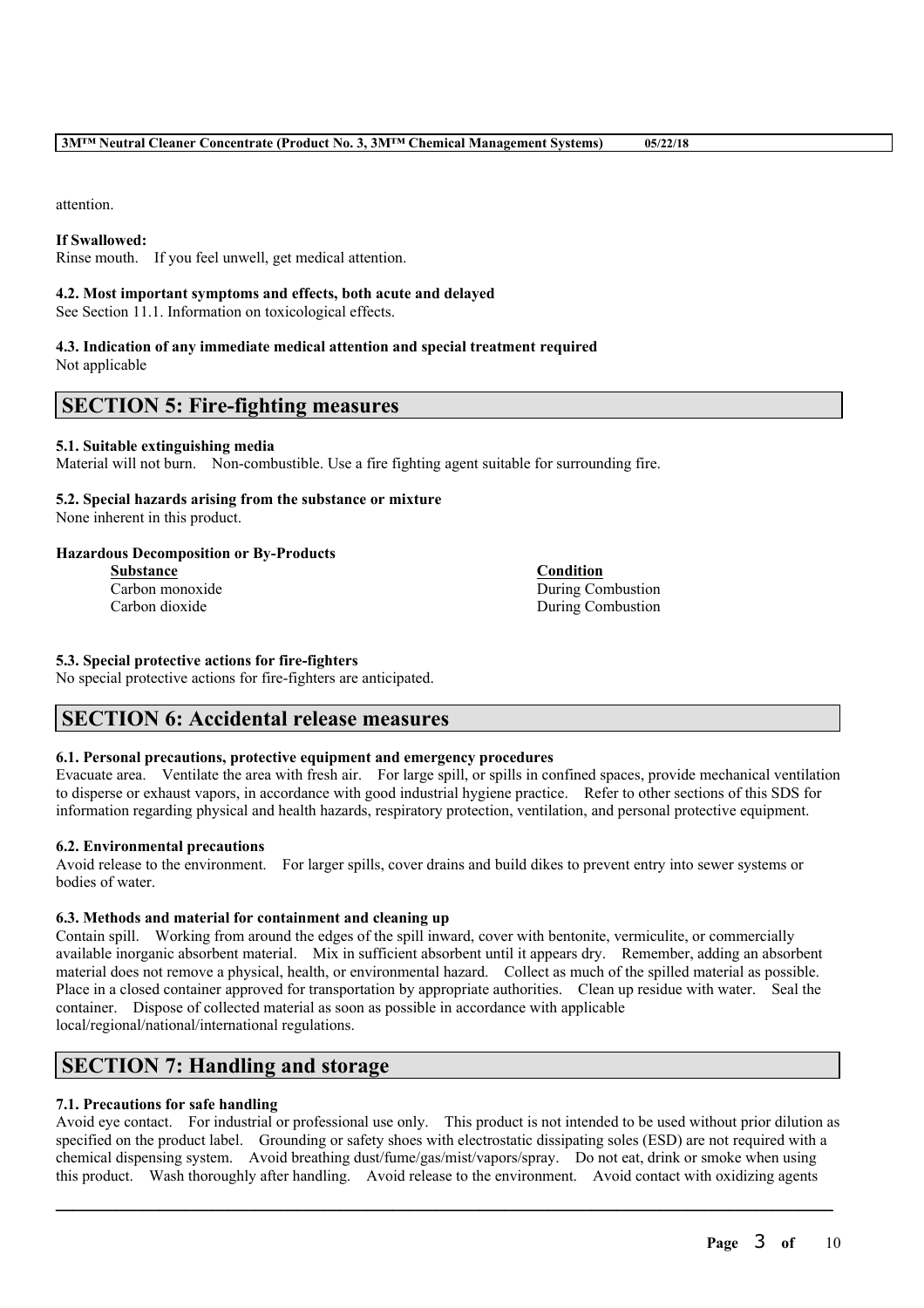attention.

**If Swallowed:**
Rinse mouth. If you feel unwell, get medical attention.

**4.2. Most important symptoms and effects, both acute and delayed**
See Section 11.1. Information on toxicological effects.

**4.3. Indication of any immediate medical attention and special treatment required**
Not applicable

## SECTION 5: Fire-fighting measures

**5.1. Suitable extinguishing media**
Material will not burn. Non-combustible. Use a fire fighting agent suitable for surrounding fire.

**5.2. Special hazards arising from the substance or mixture**
None inherent in this product.

**Hazardous Decomposition or By-Products**

| Substance | Condition |
| --- | --- |
| Carbon monoxide | During Combustion |
| Carbon dioxide | During Combustion |

**5.3. Special protective actions for fire-fighters**
No special protective actions for fire-fighters are anticipated.

## SECTION 6: Accidental release measures

**6.1. Personal precautions, protective equipment and emergency procedures**
Evacuate area. Ventilate the area with fresh air. For large spill, or spills in confined spaces, provide mechanical ventilation to disperse or exhaust vapors, in accordance with good industrial hygiene practice. Refer to other sections of this SDS for information regarding physical and health hazards, respiratory protection, ventilation, and personal protective equipment.

**6.2. Environmental precautions**
Avoid release to the environment. For larger spills, cover drains and build dikes to prevent entry into sewer systems or bodies of water.

**6.3. Methods and material for containment and cleaning up**
Contain spill. Working from around the edges of the spill inward, cover with bentonite, vermiculite, or commercially available inorganic absorbent material. Mix in sufficient absorbent until it appears dry. Remember, adding an absorbent material does not remove a physical, health, or environmental hazard. Collect as much of the spilled material as possible. Place in a closed container approved for transportation by appropriate authorities. Clean up residue with water. Seal the container. Dispose of collected material as soon as possible in accordance with applicable local/regional/national/international regulations.

## SECTION 7: Handling and storage

**7.1. Precautions for safe handling**
Avoid eye contact. For industrial or professional use only. This product is not intended to be used without prior dilution as specified on the product label. Grounding or safety shoes with electrostatic dissipating soles (ESD) are not required with a chemical dispensing system. Avoid breathing dust/fume/gas/mist/vapors/spray. Do not eat, drink or smoke when using this product. Wash thoroughly after handling. Avoid release to the environment. Avoid contact with oxidizing agents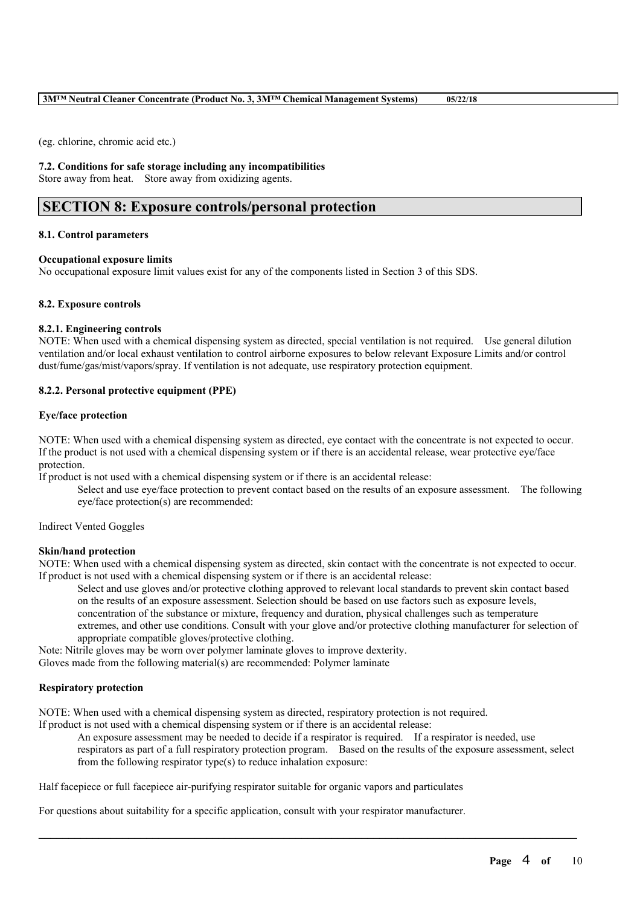(eg. chlorine, chromic acid etc.)

**7.2. Conditions for safe storage including any incompatibilities**

Store away from heat. Store away from oxidizing agents.

## SECTION 8: Exposure controls/personal protection

**8.1. Control parameters**

**Occupational exposure limits**

No occupational exposure limit values exist for any of the components listed in Section 3 of this SDS.

**8.2. Exposure controls**

**8.2.1. Engineering controls**

NOTE: When used with a chemical dispensing system as directed, special ventilation is not required. Use general dilution ventilation and/or local exhaust ventilation to control airborne exposures to below relevant Exposure Limits and/or control dust/fume/gas/mist/vapors/spray. If ventilation is not adequate, use respiratory protection equipment.

**8.2.2. Personal protective equipment (PPE)**

**Eye/face protection**

NOTE: When used with a chemical dispensing system as directed, eye contact with the concentrate is not expected to occur. If the product is not used with a chemical dispensing system or if there is an accidental release, wear protective eye/face protection.

If product is not used with a chemical dispensing system or if there is an accidental release:

Select and use eye/face protection to prevent contact based on the results of an exposure assessment. The following eye/face protection(s) are recommended:

Indirect Vented Goggles

**Skin/hand protection**

NOTE: When used with a chemical dispensing system as directed, skin contact with the concentrate is not expected to occur.
If product is not used with a chemical dispensing system or if there is an accidental release:

Select and use gloves and/or protective clothing approved to relevant local standards to prevent skin contact based on the results of an exposure assessment. Selection should be based on use factors such as exposure levels, concentration of the substance or mixture, frequency and duration, physical challenges such as temperature extremes, and other use conditions. Consult with your glove and/or protective clothing manufacturer for selection of appropriate compatible gloves/protective clothing.

Note: Nitrile gloves may be worn over polymer laminate gloves to improve dexterity.
Gloves made from the following material(s) are recommended: Polymer laminate

**Respiratory protection**

NOTE: When used with a chemical dispensing system as directed, respiratory protection is not required.
If product is not used with a chemical dispensing system or if there is an accidental release:

An exposure assessment may be needed to decide if a respirator is required. If a respirator is needed, use respirators as part of a full respiratory protection program. Based on the results of the exposure assessment, select from the following respirator type(s) to reduce inhalation exposure:

Half facepiece or full facepiece air-purifying respirator suitable for organic vapors and particulates

For questions about suitability for a specific application, consult with your respirator manufacturer.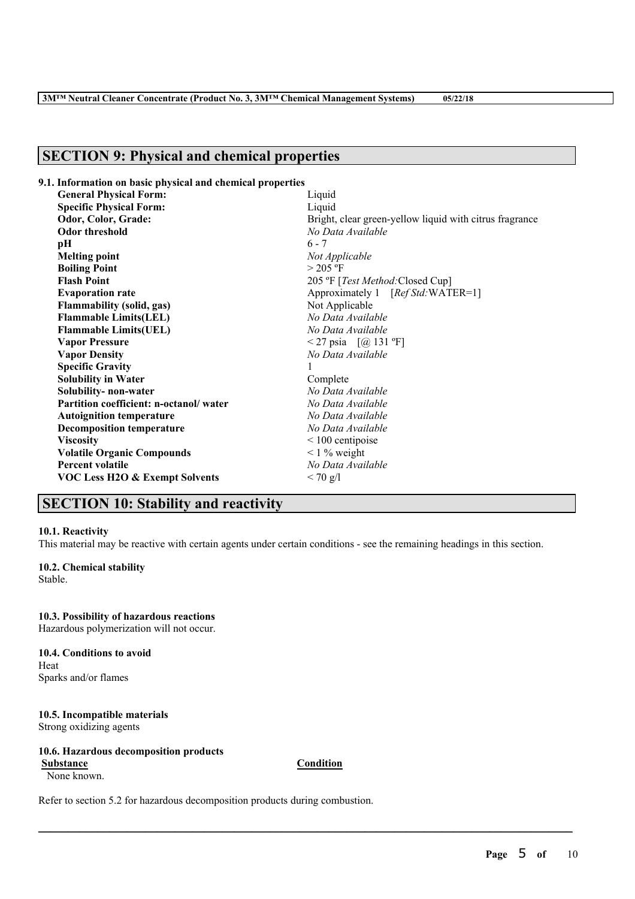## SECTION 9: Physical and chemical properties

### 9.1. Information on basic physical and chemical properties

| Property | Value |
| --- | --- |
| **General Physical Form:** | Liquid |
| **Specific Physical Form:** | Liquid |
| **Odor, Color, Grade:** | Bright, clear green-yellow liquid with citrus fragrance |
| **Odor threshold** | *No Data Available* |
| **pH** | 6 - 7 |
| **Melting point** | *Not Applicable* |
| **Boiling Point** | > 205 ºF |
| **Flash Point** | 205 ºF [*Test Method:*Closed Cup] |
| **Evaporation rate** | Approximately 1 [*Ref Std:*WATER=1] |
| **Flammability (solid, gas)** | Not Applicable |
| **Flammable Limits(LEL)** | *No Data Available* |
| **Flammable Limits(UEL)** | *No Data Available* |
| **Vapor Pressure** | < 27 psia [@ 131 ºF] |
| **Vapor Density** | *No Data Available* |
| **Specific Gravity** | 1 |
| **Solubility in Water** | Complete |
| **Solubility- non-water** | *No Data Available* |
| **Partition coefficient: n-octanol/ water** | *No Data Available* |
| **Autoignition temperature** | *No Data Available* |
| **Decomposition temperature** | *No Data Available* |
| **Viscosity** | < 100 centipoise |
| **Volatile Organic Compounds** | < 1 % weight |
| **Percent volatile** | *No Data Available* |
| **VOC Less H2O & Exempt Solvents** | < 70 g/l |

## SECTION 10: Stability and reactivity

### 10.1. Reactivity
This material may be reactive with certain agents under certain conditions - see the remaining headings in this section.

### 10.2. Chemical stability
Stable.

### 10.3. Possibility of hazardous reactions
Hazardous polymerization will not occur.

### 10.4. Conditions to avoid
Heat
Sparks and/or flames

### 10.5. Incompatible materials
Strong oxidizing agents

### 10.6. Hazardous decomposition products

| Substance | Condition |
| --- | --- |
| None known. | |

Refer to section 5.2 for hazardous decomposition products during combustion.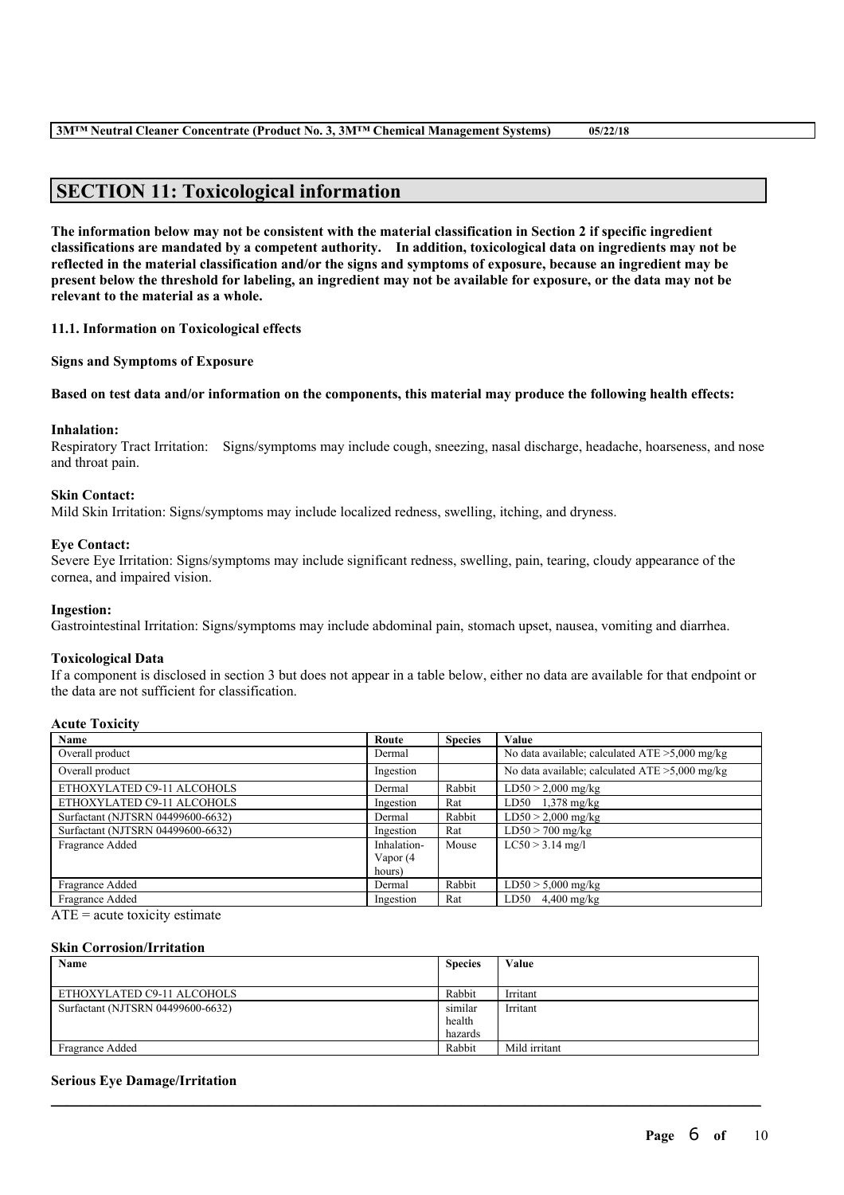## SECTION 11: Toxicological information

**The information below may not be consistent with the material classification in Section 2 if specific ingredient classifications are mandated by a competent authority. In addition, toxicological data on ingredients may not be reflected in the material classification and/or the signs and symptoms of exposure, because an ingredient may be present below the threshold for labeling, an ingredient may not be available for exposure, or the data may not be relevant to the material as a whole.**

### 11.1. Information on Toxicological effects

**Signs and Symptoms of Exposure**

**Based on test data and/or information on the components, this material may produce the following health effects:**

**Inhalation:**
Respiratory Tract Irritation: Signs/symptoms may include cough, sneezing, nasal discharge, headache, hoarseness, and nose and throat pain.

**Skin Contact:**
Mild Skin Irritation: Signs/symptoms may include localized redness, swelling, itching, and dryness.

**Eye Contact:**
Severe Eye Irritation: Signs/symptoms may include significant redness, swelling, pain, tearing, cloudy appearance of the cornea, and impaired vision.

**Ingestion:**
Gastrointestinal Irritation: Signs/symptoms may include abdominal pain, stomach upset, nausea, vomiting and diarrhea.

**Toxicological Data**

If a component is disclosed in section 3 but does not appear in a table below, either no data are available for that endpoint or the data are not sufficient for classification.

**Acute Toxicity**

| Name | Route | Species | Value |
|---|---|---|---|
| Overall product | Dermal | | No data available; calculated ATE >5,000 mg/kg |
| Overall product | Ingestion | | No data available; calculated ATE >5,000 mg/kg |
| ETHOXYLATED C9-11 ALCOHOLS | Dermal | Rabbit | LD50 > 2,000 mg/kg |
| ETHOXYLATED C9-11 ALCOHOLS | Ingestion | Rat | LD50 1,378 mg/kg |
| Surfactant (NJTSRN 04499600-6632) | Dermal | Rabbit | LD50 > 2,000 mg/kg |
| Surfactant (NJTSRN 04499600-6632) | Ingestion | Rat | LD50 > 700 mg/kg |
| Fragrance Added | Inhalation-Vapor (4 hours) | Mouse | LC50 > 3.14 mg/l |
| Fragrance Added | Dermal | Rabbit | LD50 > 5,000 mg/kg |
| Fragrance Added | Ingestion | Rat | LD50 4,400 mg/kg |

ATE = acute toxicity estimate

**Skin Corrosion/Irritation**

| Name | Species | Value |
|---|---|---|
| ETHOXYLATED C9-11 ALCOHOLS | Rabbit | Irritant |
| Surfactant (NJTSRN 04499600-6632) | similar health hazards | Irritant |
| Fragrance Added | Rabbit | Mild irritant |

**Serious Eye Damage/Irritation**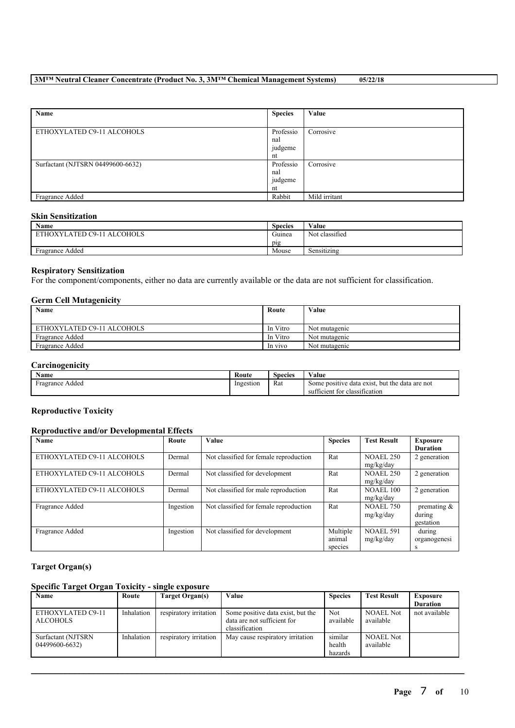| Name | Species | Value |
|---|---|---|
| ETHOXYLATED C9-11 ALCOHOLS | Professional judgement | Corrosive |
| Surfactant (NJTSRN 04499600-6632) | Professional judgement | Corrosive |
| Fragrance Added | Rabbit | Mild irritant |

### Skin Sensitization

| Name | Species | Value |
|---|---|---|
| ETHOXYLATED C9-11 ALCOHOLS | Guinea pig | Not classified |
| Fragrance Added | Mouse | Sensitizing |

### Respiratory Sensitization

For the component/components, either no data are currently available or the data are not sufficient for classification.

### Germ Cell Mutagenicity

| Name | Route | Value |
|---|---|---|
| ETHOXYLATED C9-11 ALCOHOLS | In Vitro | Not mutagenic |
| Fragrance Added | In Vitro | Not mutagenic |
| Fragrance Added | In vivo | Not mutagenic |

### Carcinogenicity

| Name | Route | Species | Value |
|---|---|---|---|
| Fragrance Added | Ingestion | Rat | Some positive data exist, but the data are not sufficient for classification |

### Reproductive Toxicity

#### Reproductive and/or Developmental Effects

| Name | Route | Value | Species | Test Result | Exposure Duration |
|---|---|---|---|---|---|
| ETHOXYLATED C9-11 ALCOHOLS | Dermal | Not classified for female reproduction | Rat | NOAEL 250 mg/kg/day | 2 generation |
| ETHOXYLATED C9-11 ALCOHOLS | Dermal | Not classified for development | Rat | NOAEL 250 mg/kg/day | 2 generation |
| ETHOXYLATED C9-11 ALCOHOLS | Dermal | Not classified for male reproduction | Rat | NOAEL 100 mg/kg/day | 2 generation |
| Fragrance Added | Ingestion | Not classified for female reproduction | Rat | NOAEL 750 mg/kg/day | premating & during gestation |
| Fragrance Added | Ingestion | Not classified for development | Multiple animal species | NOAEL 591 mg/kg/day | during organogenesis |

### Target Organ(s)

#### Specific Target Organ Toxicity - single exposure

| Name | Route | Target Organ(s) | Value | Species | Test Result | Exposure Duration |
|---|---|---|---|---|---|---|
| ETHOXYLATED C9-11 ALCOHOLS | Inhalation | respiratory irritation | Some positive data exist, but the data are not sufficient for classification | Not available | NOAEL Not available | not available |
| Surfactant (NJTSRN 04499600-6632) | Inhalation | respiratory irritation | May cause respiratory irritation | similar health hazards | NOAEL Not available | |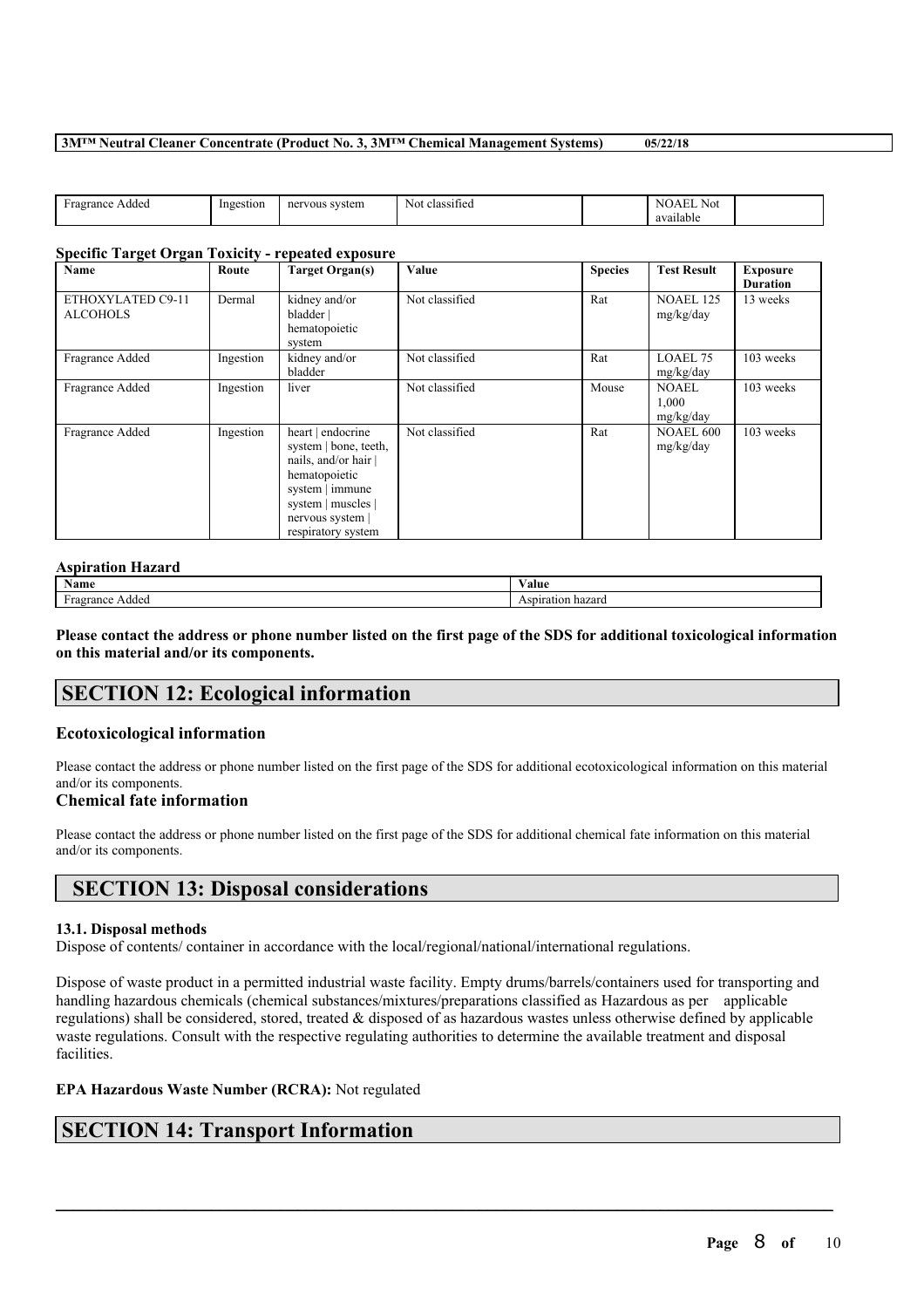| Fragrance Added | Ingestion | nervous system | Not classified | | NOAEL Not available | |
|---|---|---|---|---|---|---|

### Specific Target Organ Toxicity - repeated exposure

| Name | Route | Target Organ(s) | Value | Species | Test Result | Exposure Duration |
|---|---|---|---|---|---|---|
| ETHOXYLATED C9-11 ALCOHOLS | Dermal | kidney and/or bladder \| hematopoietic system | Not classified | Rat | NOAEL 125 mg/kg/day | 13 weeks |
| Fragrance Added | Ingestion | kidney and/or bladder | Not classified | Rat | LOAEL 75 mg/kg/day | 103 weeks |
| Fragrance Added | Ingestion | liver | Not classified | Mouse | NOAEL 1,000 mg/kg/day | 103 weeks |
| Fragrance Added | Ingestion | heart \| endocrine system \| bone, teeth, nails, and/or hair \| hematopoietic system \| immune system \| muscles \| nervous system \| respiratory system | Not classified | Rat | NOAEL 600 mg/kg/day | 103 weeks |

### Aspiration Hazard

| Name | Value |
|---|---|
| Fragrance Added | Aspiration hazard |

**Please contact the address or phone number listed on the first page of the SDS for additional toxicological information on this material and/or its components.**

## SECTION 12: Ecological information

### Ecotoxicological information

Please contact the address or phone number listed on the first page of the SDS for additional ecotoxicological information on this material and/or its components.

### Chemical fate information

Please contact the address or phone number listed on the first page of the SDS for additional chemical fate information on this material and/or its components.

## SECTION 13: Disposal considerations

**13.1. Disposal methods**

Dispose of contents/ container in accordance with the local/regional/national/international regulations.

Dispose of waste product in a permitted industrial waste facility. Empty drums/barrels/containers used for transporting and handling hazardous chemicals (chemical substances/mixtures/preparations classified as Hazardous as per applicable regulations) shall be considered, stored, treated & disposed of as hazardous wastes unless otherwise defined by applicable waste regulations. Consult with the respective regulating authorities to determine the available treatment and disposal facilities.

**EPA Hazardous Waste Number (RCRA):** Not regulated

## SECTION 14: Transport Information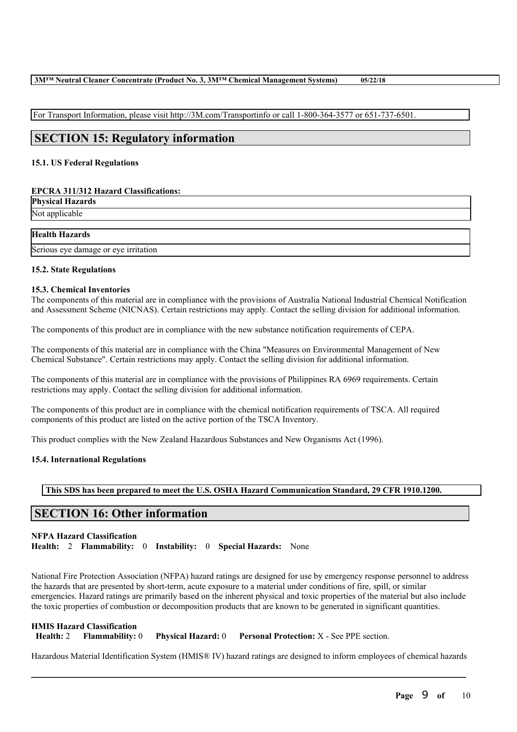For Transport Information, please visit http://3M.com/Transportinfo or call 1-800-364-3577 or 651-737-6501.

## SECTION 15: Regulatory information

### 15.1. US Federal Regulations

**EPCRA 311/312 Hazard Classifications:**

| **Physical Hazards** |
| --- |
| Not applicable |

| **Health Hazards** |
| --- |
| Serious eye damage or eye irritation |

### 15.2. State Regulations

### 15.3. Chemical Inventories

The components of this material are in compliance with the provisions of Australia National Industrial Chemical Notification and Assessment Scheme (NICNAS). Certain restrictions may apply. Contact the selling division for additional information.

The components of this product are in compliance with the new substance notification requirements of CEPA.

The components of this material are in compliance with the China "Measures on Environmental Management of New Chemical Substance". Certain restrictions may apply. Contact the selling division for additional information.

The components of this material are in compliance with the provisions of Philippines RA 6969 requirements. Certain restrictions may apply. Contact the selling division for additional information.

The components of this product are in compliance with the chemical notification requirements of TSCA. All required components of this product are listed on the active portion of the TSCA Inventory.

This product complies with the New Zealand Hazardous Substances and New Organisms Act (1996).

### 15.4. International Regulations

**This SDS has been prepared to meet the U.S. OSHA Hazard Communication Standard, 29 CFR 1910.1200.**

## SECTION 16: Other information

**NFPA Hazard Classification**
**Health:** 2 **Flammability:** 0 **Instability:** 0 **Special Hazards:** None

National Fire Protection Association (NFPA) hazard ratings are designed for use by emergency response personnel to address the hazards that are presented by short-term, acute exposure to a material under conditions of fire, spill, or similar emergencies. Hazard ratings are primarily based on the inherent physical and toxic properties of the material but also include the toxic properties of combustion or decomposition products that are known to be generated in significant quantities.

**HMIS Hazard Classification**
**Health:** 2 **Flammability:** 0 **Physical Hazard:** 0 **Personal Protection:** X - See PPE section.

Hazardous Material Identification System (HMIS® IV) hazard ratings are designed to inform employees of chemical hazards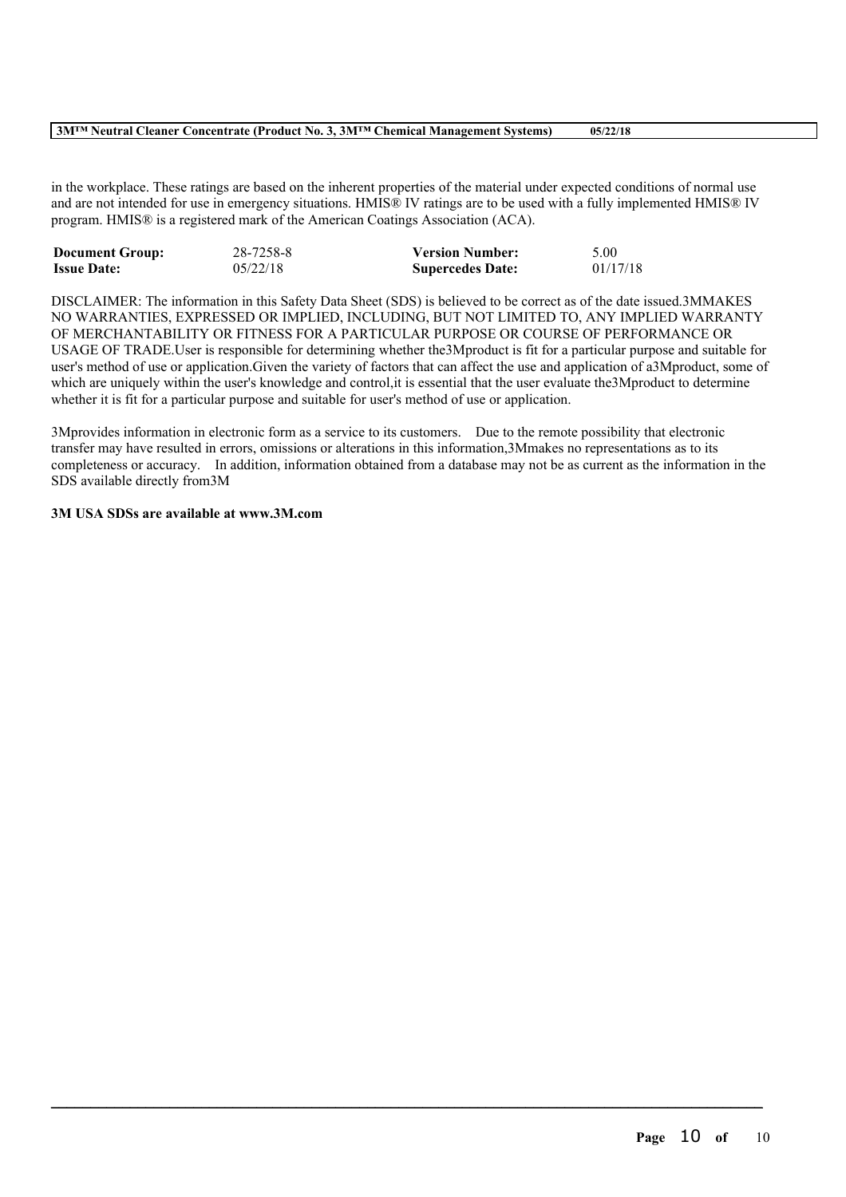in the workplace. These ratings are based on the inherent properties of the material under expected conditions of normal use and are not intended for use in emergency situations. HMIS® IV ratings are to be used with a fully implemented HMIS® IV program. HMIS® is a registered mark of the American Coatings Association (ACA).

| | | | |
|---|---|---|---|
| **Document Group:** | 28-7258-8 | **Version Number:** | 5.00 |
| **Issue Date:** | 05/22/18 | **Supercedes Date:** | 01/17/18 |

DISCLAIMER: The information in this Safety Data Sheet (SDS) is believed to be correct as of the date issued.3MMAKES NO WARRANTIES, EXPRESSED OR IMPLIED, INCLUDING, BUT NOT LIMITED TO, ANY IMPLIED WARRANTY OF MERCHANTABILITY OR FITNESS FOR A PARTICULAR PURPOSE OR COURSE OF PERFORMANCE OR USAGE OF TRADE.User is responsible for determining whether the3Mproduct is fit for a particular purpose and suitable for user's method of use or application.Given the variety of factors that can affect the use and application of a3Mproduct, some of which are uniquely within the user's knowledge and control,it is essential that the user evaluate the3Mproduct to determine whether it is fit for a particular purpose and suitable for user's method of use or application.

3Mprovides information in electronic form as a service to its customers. Due to the remote possibility that electronic transfer may have resulted in errors, omissions or alterations in this information,3Mmakes no representations as to its completeness or accuracy. In addition, information obtained from a database may not be as current as the information in the SDS available directly from3M

**3M USA SDSs are available at www.3M.com**